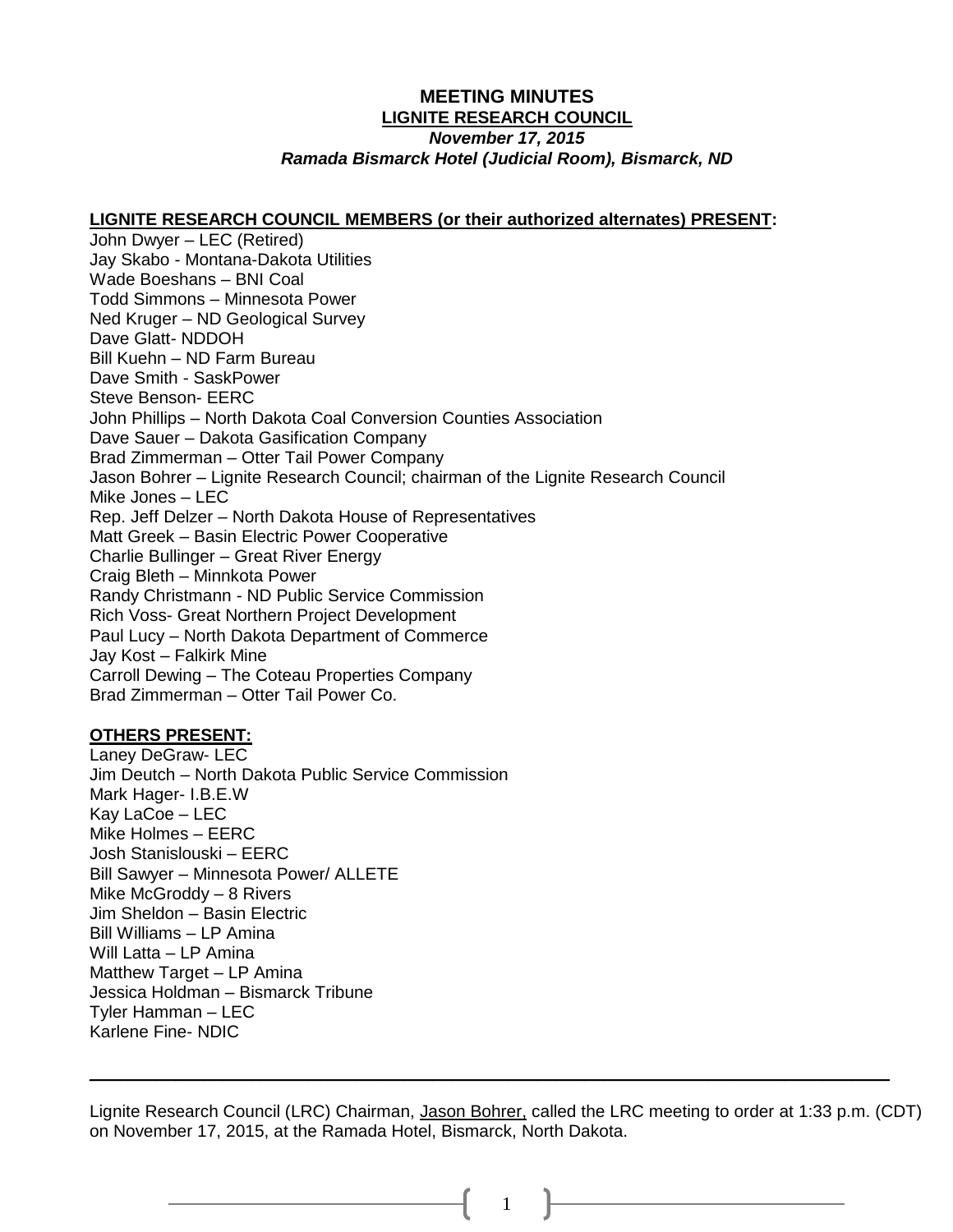# MEETING MINUTES

## LIGNITE RESEARCH COUNCIL

***November 17, 2015***

***Ramada Bismarck Hotel (Judicial Room), Bismarck, ND***

**LIGNITE RESEARCH COUNCIL MEMBERS (or their authorized alternates) PRESENT:**

John Dwyer – LEC (Retired)
Jay Skabo - Montana-Dakota Utilities
Wade Boeshans – BNI Coal
Todd Simmons – Minnesota Power
Ned Kruger – ND Geological Survey
Dave Glatt- NDDOH
Bill Kuehn – ND Farm Bureau
Dave Smith - SaskPower
Steve Benson- EERC
John Phillips – North Dakota Coal Conversion Counties Association
Dave Sauer – Dakota Gasification Company
Brad Zimmerman – Otter Tail Power Company
Jason Bohrer – Lignite Research Council; chairman of the Lignite Research Council
Mike Jones – LEC
Rep. Jeff Delzer – North Dakota House of Representatives
Matt Greek – Basin Electric Power Cooperative
Charlie Bullinger – Great River Energy
Craig Bleth – Minnkota Power
Randy Christmann - ND Public Service Commission
Rich Voss- Great Northern Project Development
Paul Lucy – North Dakota Department of Commerce
Jay Kost – Falkirk Mine
Carroll Dewing – The Coteau Properties Company
Brad Zimmerman – Otter Tail Power Co.

**OTHERS PRESENT:**

Laney DeGraw- LEC
Jim Deutch – North Dakota Public Service Commission
Mark Hager- I.B.E.W
Kay LaCoe – LEC
Mike Holmes – EERC
Josh Stanislouski – EERC
Bill Sawyer – Minnesota Power/ ALLETE
Mike McGroddy – 8 Rivers
Jim Sheldon – Basin Electric
Bill Williams – LP Amina
Will Latta – LP Amina
Matthew Target – LP Amina
Jessica Holdman – Bismarck Tribune
Tyler Hamman – LEC
Karlene Fine- NDIC

---

Lignite Research Council (LRC) Chairman, Jason Bohrer, called the LRC meeting to order at 1:33 p.m. (CDT) on November 17, 2015, at the Ramada Hotel, Bismarck, North Dakota.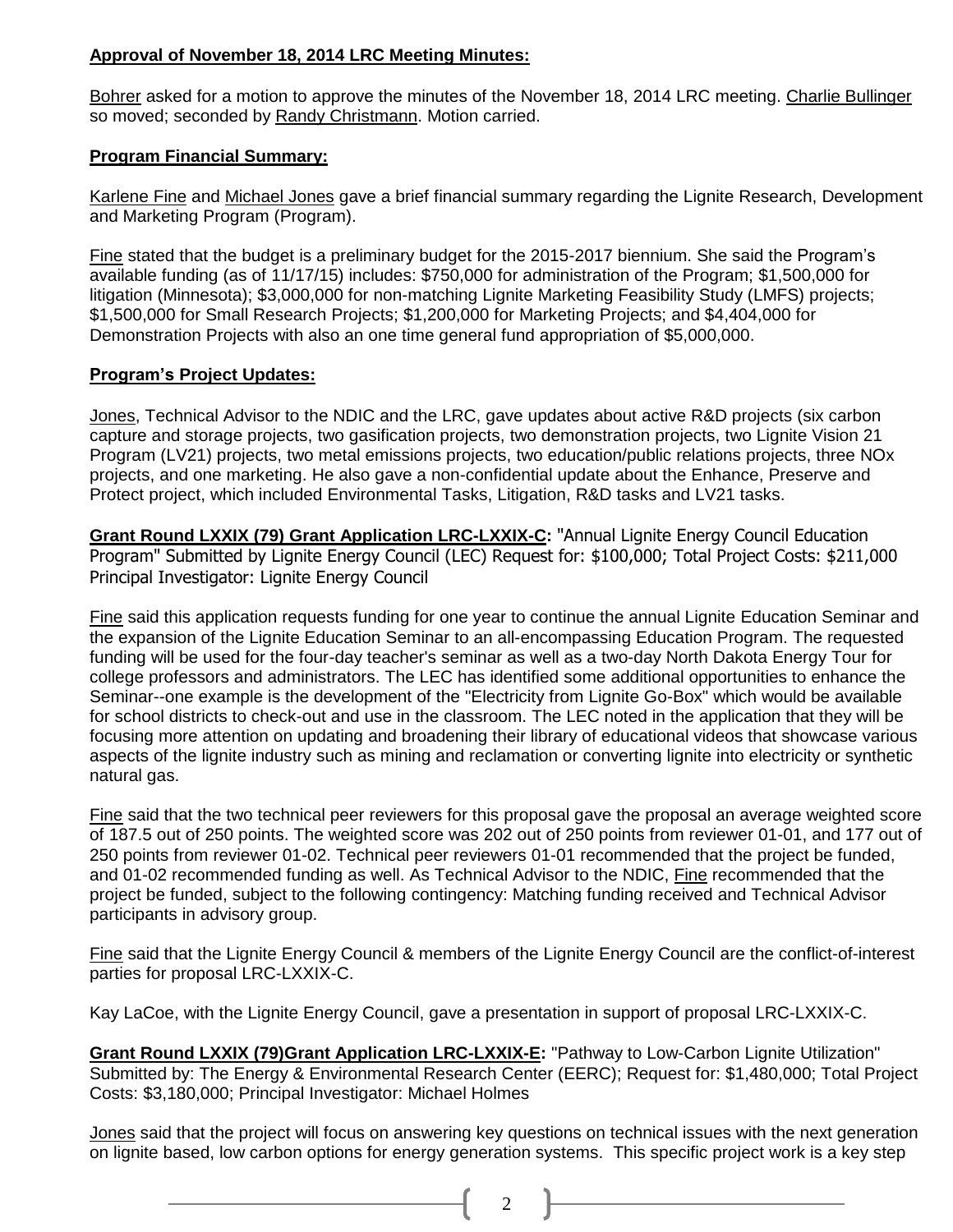**Approval of November 18, 2014 LRC Meeting Minutes:**

Bohrer asked for a motion to approve the minutes of the November 18, 2014 LRC meeting. Charlie Bullinger so moved; seconded by Randy Christmann. Motion carried.

**Program Financial Summary:**

Karlene Fine and Michael Jones gave a brief financial summary regarding the Lignite Research, Development and Marketing Program (Program).

Fine stated that the budget is a preliminary budget for the 2015-2017 biennium. She said the Program's available funding (as of 11/17/15) includes: $750,000 for administration of the Program; $1,500,000 for litigation (Minnesota); $3,000,000 for non-matching Lignite Marketing Feasibility Study (LMFS) projects; $1,500,000 for Small Research Projects; $1,200,000 for Marketing Projects; and $4,404,000 for Demonstration Projects with also an one time general fund appropriation of $5,000,000.

**Program's Project Updates:**

Jones, Technical Advisor to the NDIC and the LRC, gave updates about active R&D projects (six carbon capture and storage projects, two gasification projects, two demonstration projects, two Lignite Vision 21 Program (LV21) projects, two metal emissions projects, two education/public relations projects, three NOx projects, and one marketing. He also gave a non-confidential update about the Enhance, Preserve and Protect project, which included Environmental Tasks, Litigation, R&D tasks and LV21 tasks.

**Grant Round LXXIX (79) Grant Application LRC-LXXIX-C:** "Annual Lignite Energy Council Education Program" Submitted by Lignite Energy Council (LEC) Request for: $100,000; Total Project Costs: $211,000 Principal Investigator: Lignite Energy Council

Fine said this application requests funding for one year to continue the annual Lignite Education Seminar and the expansion of the Lignite Education Seminar to an all-encompassing Education Program. The requested funding will be used for the four-day teacher's seminar as well as a two-day North Dakota Energy Tour for college professors and administrators. The LEC has identified some additional opportunities to enhance the Seminar--one example is the development of the "Electricity from Lignite Go-Box" which would be available for school districts to check-out and use in the classroom. The LEC noted in the application that they will be focusing more attention on updating and broadening their library of educational videos that showcase various aspects of the lignite industry such as mining and reclamation or converting lignite into electricity or synthetic natural gas.

Fine said that the two technical peer reviewers for this proposal gave the proposal an average weighted score of 187.5 out of 250 points. The weighted score was 202 out of 250 points from reviewer 01-01, and 177 out of 250 points from reviewer 01-02. Technical peer reviewers 01-01 recommended that the project be funded, and 01-02 recommended funding as well. As Technical Advisor to the NDIC, Fine recommended that the project be funded, subject to the following contingency: Matching funding received and Technical Advisor participants in advisory group.

Fine said that the Lignite Energy Council & members of the Lignite Energy Council are the conflict-of-interest parties for proposal LRC-LXXIX-C.

Kay LaCoe, with the Lignite Energy Council, gave a presentation in support of proposal LRC-LXXIX-C.

**Grant Round LXXIX (79)Grant Application LRC-LXXIX-E:** "Pathway to Low-Carbon Lignite Utilization" Submitted by: The Energy & Environmental Research Center (EERC); Request for: $1,480,000; Total Project Costs: $3,180,000; Principal Investigator: Michael Holmes

Jones said that the project will focus on answering key questions on technical issues with the next generation on lignite based, low carbon options for energy generation systems. This specific project work is a key step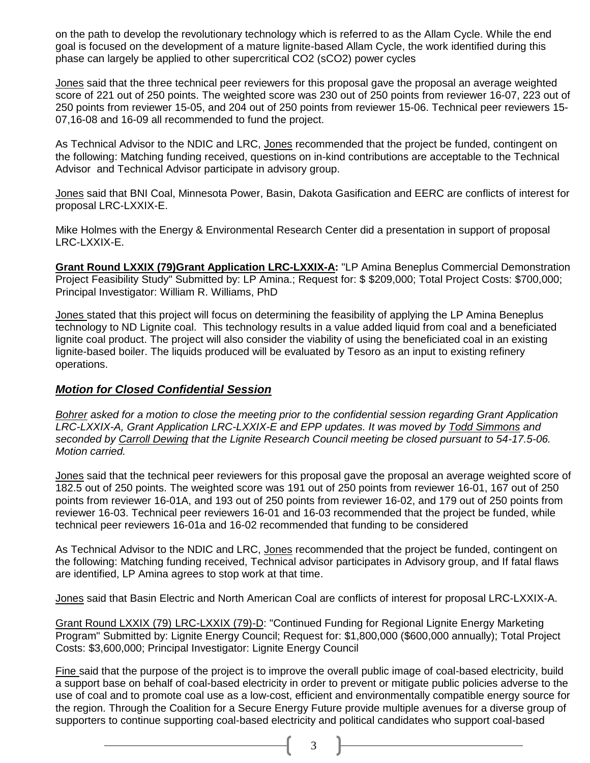on the path to develop the revolutionary technology which is referred to as the Allam Cycle. While the end goal is focused on the development of a mature lignite-based Allam Cycle, the work identified during this phase can largely be applied to other supercritical CO2 (sCO2) power cycles

Jones said that the three technical peer reviewers for this proposal gave the proposal an average weighted score of 221 out of 250 points. The weighted score was 230 out of 250 points from reviewer 16-07, 223 out of 250 points from reviewer 15-05, and 204 out of 250 points from reviewer 15-06. Technical peer reviewers 15-07,16-08 and 16-09 all recommended to fund the project.

As Technical Advisor to the NDIC and LRC, Jones recommended that the project be funded, contingent on the following: Matching funding received, questions on in-kind contributions are acceptable to the Technical Advisor and Technical Advisor participate in advisory group.

Jones said that BNI Coal, Minnesota Power, Basin, Dakota Gasification and EERC are conflicts of interest for proposal LRC-LXXIX-E.

Mike Holmes with the Energy & Environmental Research Center did a presentation in support of proposal LRC-LXXIX-E.

**Grant Round LXXIX (79)Grant Application LRC-LXXIX-A:** "LP Amina Beneplus Commercial Demonstration Project Feasibility Study" Submitted by: LP Amina.; Request for: $ $209,000; Total Project Costs: $700,000; Principal Investigator: William R. Williams, PhD

Jones stated that this project will focus on determining the feasibility of applying the LP Amina Beneplus technology to ND Lignite coal. This technology results in a value added liquid from coal and a beneficiated lignite coal product. The project will also consider the viability of using the beneficiated coal in an existing lignite-based boiler. The liquids produced will be evaluated by Tesoro as an input to existing refinery operations.

## ***Motion for Closed Confidential Session***

*Bohrer asked for a motion to close the meeting prior to the confidential session regarding Grant Application LRC-LXXIX-A, Grant Application LRC-LXXIX-E and EPP updates. It was moved by Todd Simmons and seconded by Carroll Dewing that the Lignite Research Council meeting be closed pursuant to 54-17.5-06. Motion carried.*

Jones said that the technical peer reviewers for this proposal gave the proposal an average weighted score of 182.5 out of 250 points. The weighted score was 191 out of 250 points from reviewer 16-01, 167 out of 250 points from reviewer 16-01A, and 193 out of 250 points from reviewer 16-02, and 179 out of 250 points from reviewer 16-03. Technical peer reviewers 16-01 and 16-03 recommended that the project be funded, while technical peer reviewers 16-01a and 16-02 recommended that funding to be considered

As Technical Advisor to the NDIC and LRC, Jones recommended that the project be funded, contingent on the following: Matching funding received, Technical advisor participates in Advisory group, and If fatal flaws are identified, LP Amina agrees to stop work at that time.

Jones said that Basin Electric and North American Coal are conflicts of interest for proposal LRC-LXXIX-A.

Grant Round LXXIX (79) LRC-LXXIX (79)-D: "Continued Funding for Regional Lignite Energy Marketing Program" Submitted by: Lignite Energy Council; Request for: $1,800,000 ($600,000 annually); Total Project Costs: $3,600,000; Principal Investigator: Lignite Energy Council

Fine said that the purpose of the project is to improve the overall public image of coal-based electricity, build a support base on behalf of coal-based electricity in order to prevent or mitigate public policies adverse to the use of coal and to promote coal use as a low-cost, efficient and environmentally compatible energy source for the region. Through the Coalition for a Secure Energy Future provide multiple avenues for a diverse group of supporters to continue supporting coal-based electricity and political candidates who support coal-based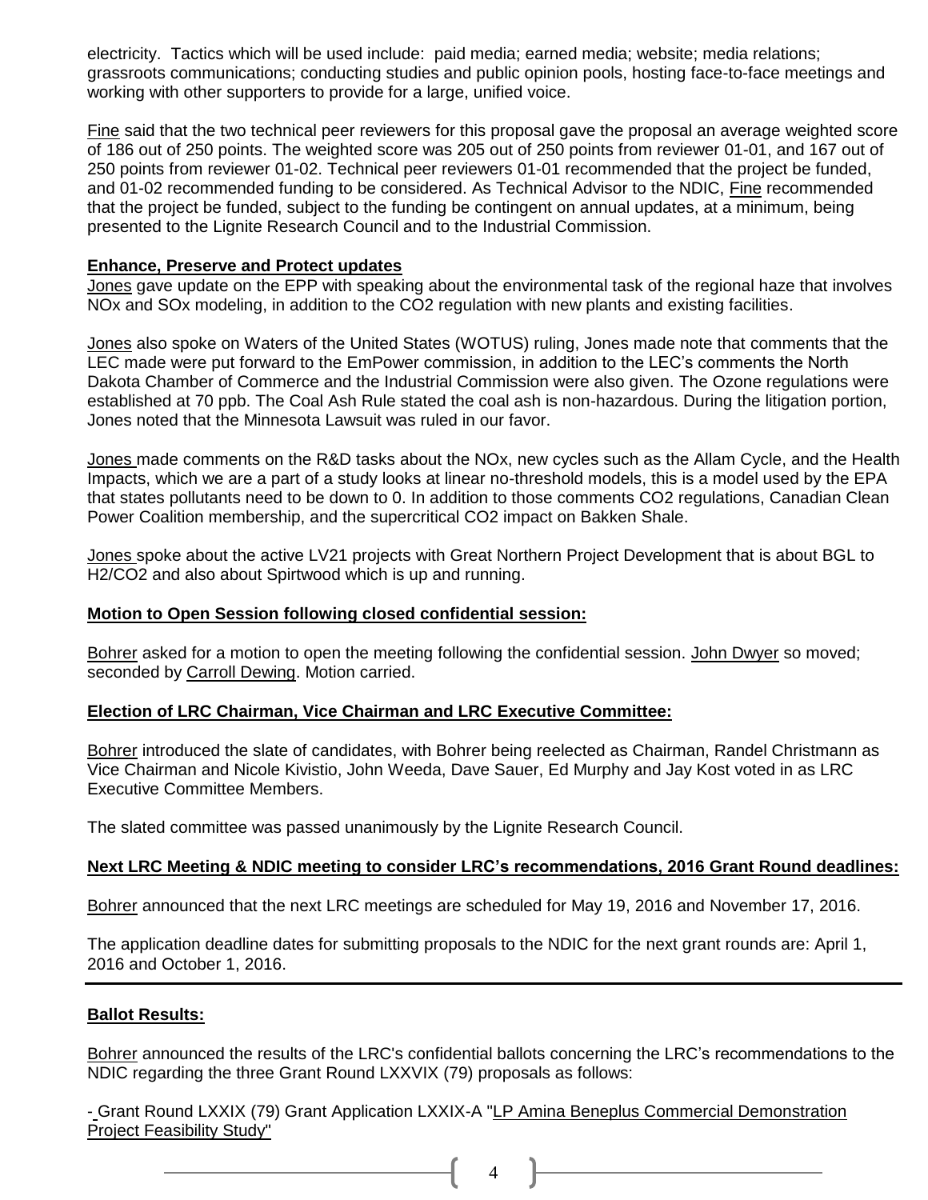electricity. Tactics which will be used include: paid media; earned media; website; media relations; grassroots communications; conducting studies and public opinion pools, hosting face-to-face meetings and working with other supporters to provide for a large, unified voice.

Fine said that the two technical peer reviewers for this proposal gave the proposal an average weighted score of 186 out of 250 points. The weighted score was 205 out of 250 points from reviewer 01-01, and 167 out of 250 points from reviewer 01-02. Technical peer reviewers 01-01 recommended that the project be funded, and 01-02 recommended funding to be considered. As Technical Advisor to the NDIC, Fine recommended that the project be funded, subject to the funding be contingent on annual updates, at a minimum, being presented to the Lignite Research Council and to the Industrial Commission.

**Enhance, Preserve and Protect updates**

Jones gave update on the EPP with speaking about the environmental task of the regional haze that involves NOx and SOx modeling, in addition to the $CO_2$ regulation with new plants and existing facilities.

Jones also spoke on Waters of the United States (WOTUS) ruling, Jones made note that comments that the LEC made were put forward to the EmPower commission, in addition to the LEC's comments the North Dakota Chamber of Commerce and the Industrial Commission were also given. The Ozone regulations were established at 70 ppb. The Coal Ash Rule stated the coal ash is non-hazardous. During the litigation portion, Jones noted that the Minnesota Lawsuit was ruled in our favor.

Jones made comments on the R&D tasks about the NOx, new cycles such as the Allam Cycle, and the Health Impacts, which we are a part of a study looks at linear no-threshold models, this is a model used by the EPA that states pollutants need to be down to 0. In addition to those comments $CO_2$ regulations, Canadian Clean Power Coalition membership, and the supercritical $CO_2$ impact on Bakken Shale.

Jones spoke about the active LV21 projects with Great Northern Project Development that is about BGL to $H_2/CO_2$ and also about Spirtwood which is up and running.

**Motion to Open Session following closed confidential session:**

Bohrer asked for a motion to open the meeting following the confidential session. John Dwyer so moved; seconded by Carroll Dewing. Motion carried.

**Election of LRC Chairman, Vice Chairman and LRC Executive Committee:**

Bohrer introduced the slate of candidates, with Bohrer being reelected as Chairman, Randel Christmann as Vice Chairman and Nicole Kivistio, John Weeda, Dave Sauer, Ed Murphy and Jay Kost voted in as LRC Executive Committee Members.

The slated committee was passed unanimously by the Lignite Research Council.

**Next LRC Meeting & NDIC meeting to consider LRC's recommendations, 2016 Grant Round deadlines:**

Bohrer announced that the next LRC meetings are scheduled for May 19, 2016 and November 17, 2016.

The application deadline dates for submitting proposals to the NDIC for the next grant rounds are: April 1, 2016 and October 1, 2016.

---

**Ballot Results:**

Bohrer announced the results of the LRC's confidential ballots concerning the LRC's recommendations to the NDIC regarding the three Grant Round LXXVIX (79) proposals as follows:

- Grant Round LXXIX (79) Grant Application LXXIX-A "LP Amina Beneplus Commercial Demonstration Project Feasibility Study"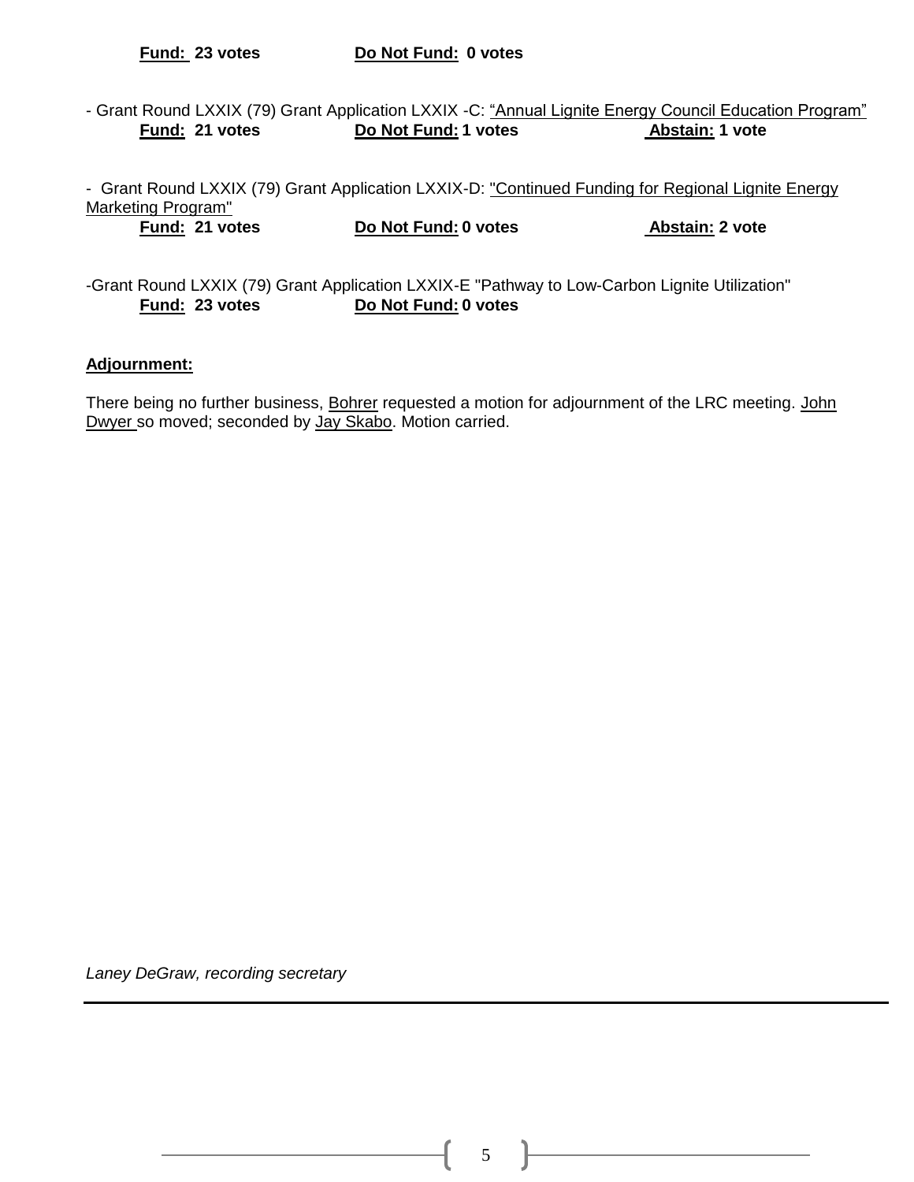**Fund:** **23 votes** **Do Not Fund:** **0 votes**

- Grant Round LXXIX (79) Grant Application LXXIX -C: "Annual Lignite Energy Council Education Program"

**Fund:** **21 votes** **Do Not Fund:** **1 votes** **Abstain:** **1 vote**

- Grant Round LXXIX (79) Grant Application LXXIX-D: "Continued Funding for Regional Lignite Energy Marketing Program"

**Fund:** **21 votes** **Do Not Fund:** **0 votes** **Abstain:** **2 vote**

-Grant Round LXXIX (79) Grant Application LXXIX-E "Pathway to Low-Carbon Lignite Utilization"

**Fund:** **23 votes** **Do Not Fund:** **0 votes**

**Adjournment:**

There being no further business, Bohrer requested a motion for adjournment of the LRC meeting. John Dwyer so moved; seconded by Jay Skabo. Motion carried.

*Laney DeGraw, recording secretary*